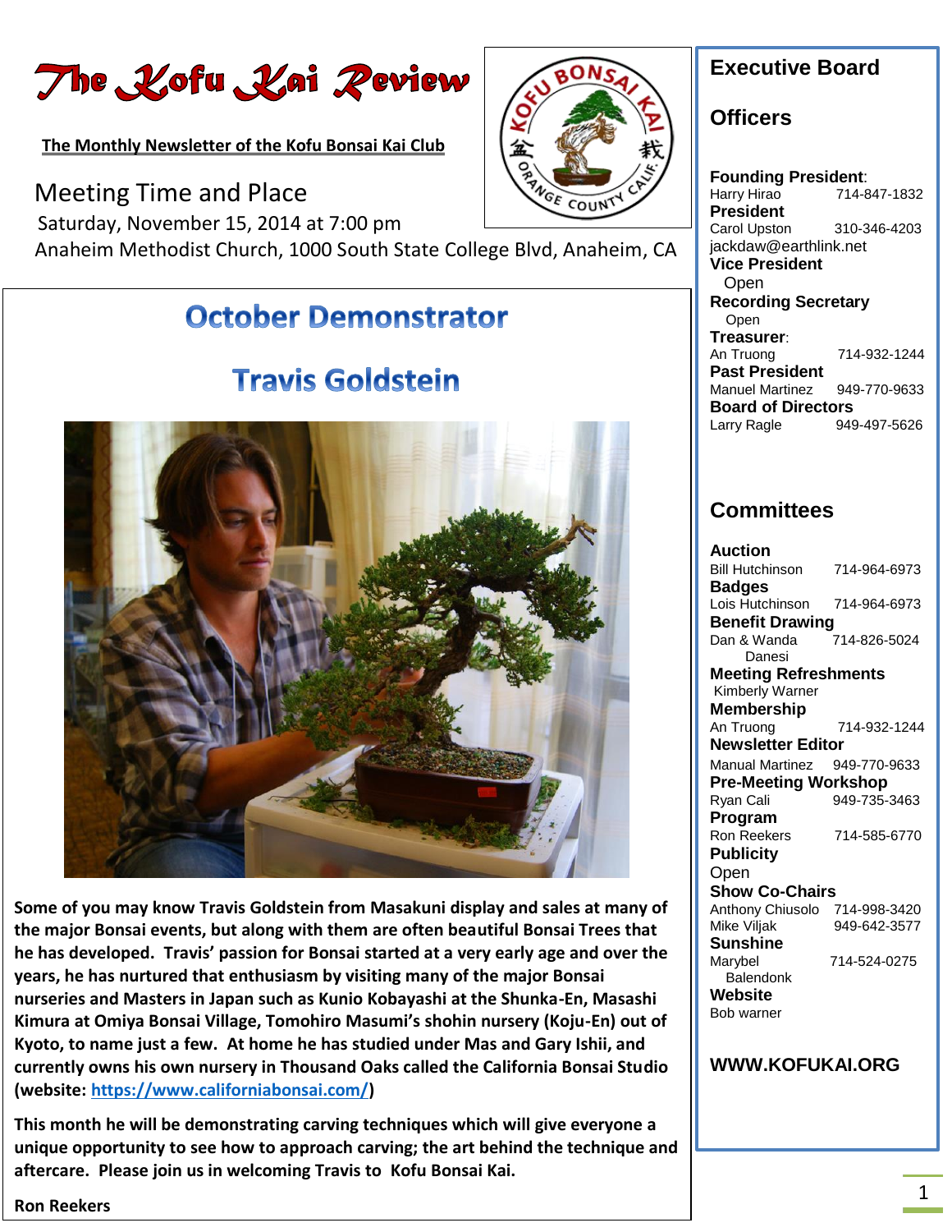# The Kofu Kai Review

**The Monthly Newsletter of the Kofu Bonsai Kai Club**

## Meeting Time and Place

Saturday, November 15, 2014 at 7:00 pm

Anaheim Methodist Church, 1000 South State College Blvd, Anaheim, CA

## October Demonstrator

## Travis Goldstein

**Some of you may know Travis Goldstein from Masakuni display and sales at many of the major Bonsai events, but along with them are often beautiful Bonsai Trees that he has developed. Travis' passion for Bonsai started at a very early age and over the years, he has nurtured that enthusiasm by visiting many of the major Bonsai nurseries and Masters in Japan such as Kunio Kobayashi at the Shunka-En, Masashi Kimura at Omiya Bonsai Village, Tomohiro Masumi's shohin nursery (Koju-En) out of Kyoto, to name just a few. At home he has studied under Mas and Gary Ishii, and currently owns his own nursery in Thousand Oaks called the California Bonsai Studio (website: https://www.californiabonsai.com/)**

**This month he will be demonstrating carving techniques which will give everyone a unique opportunity to see how to approach carving; the art behind the technique and aftercare. Please join us in welcoming Travis to Kofu Bonsai Kai.**

**Ron Reekers**

## Executive Board

### Officers

**Founding President**: Harry Hirao 714-847-1832
**President** Carol Upston 310-346-4203 jackdaw@earthlink.net
**Vice President** Open
**Recording Secretary** Open
**Treasurer**: An Truong 714-932-1244
**Past President** Manuel Martinez 949-770-9633
**Board of Directors** Larry Ragle 949-497-5626

### Committees

**Auction** Bill Hutchinson 714-964-6973
**Badges** Lois Hutchinson 714-964-6973
**Benefit Drawing** Dan & Wanda Danesi 714-826-5024
**Meeting Refreshments** Kimberly Warner
**Membership** An Truong 714-932-1244
**Newsletter Editor** Manual Martinez 949-770-9633
**Pre-Meeting Workshop** Ryan Cali 949-735-3463
**Program** Ron Reekers 714-585-6770
**Publicity** Open
**Show Co-Chairs** Anthony Chiusolo 714-998-3420, Mike Viljak 949-642-3577
**Sunshine** Marybel Balendonk 714-524-0275
**Website** Bob warner

**WWW.KOFUKAI.ORG**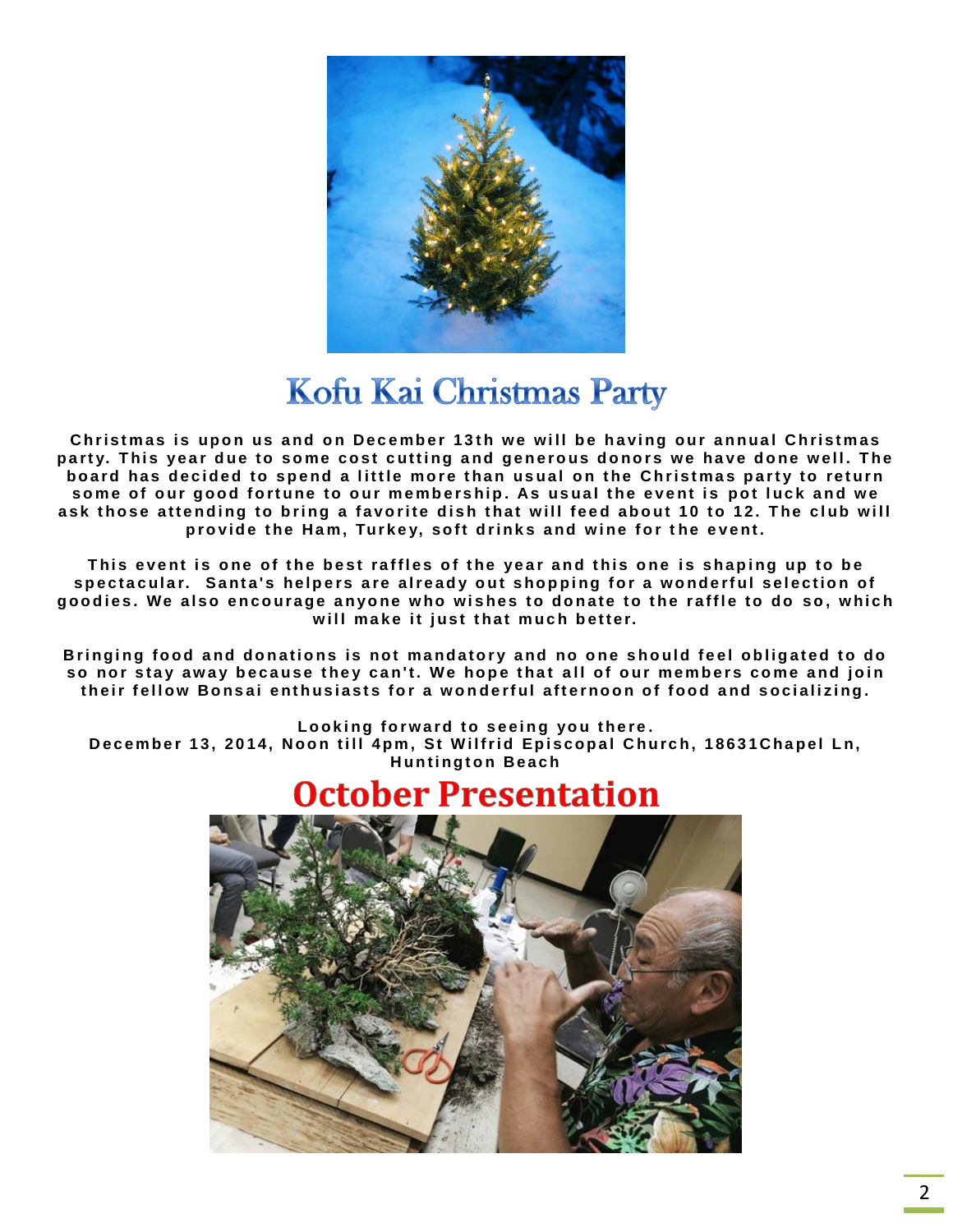# Kofu Kai Christmas Party

**Christmas is upon us and on December 13th we will be having our annual Christmas party. This year due to some cost cutting and generous donors we have done well. The board has decided to spend a little more than usual on the Christmas party to return some of our good fortune to our membership. As usual the event is pot luck and we ask those attending to bring a favorite dish that will feed about 10 to 12. The club will provide the Ham, Turkey, soft drinks and wine for the event.**

**This event is one of the best raffles of the year and this one is shaping up to be spectacular. Santa's helpers are already out shopping for a wonderful selection of goodies. We also encourage anyone who wishes to donate to the raffle to do so, which will make it just that much better.**

**Bringing food and donations is not mandatory and no one should feel obligated to do so nor stay away because they can't. We hope that all of our members come and join their fellow Bonsai enthusiasts for a wonderful afternoon of food and socializing.**

**Looking forward to seeing you there.**
**December 13, 2014, Noon till 4pm, St Wilfrid Episcopal Church, 18631Chapel Ln, Huntington Beach**

# October Presentation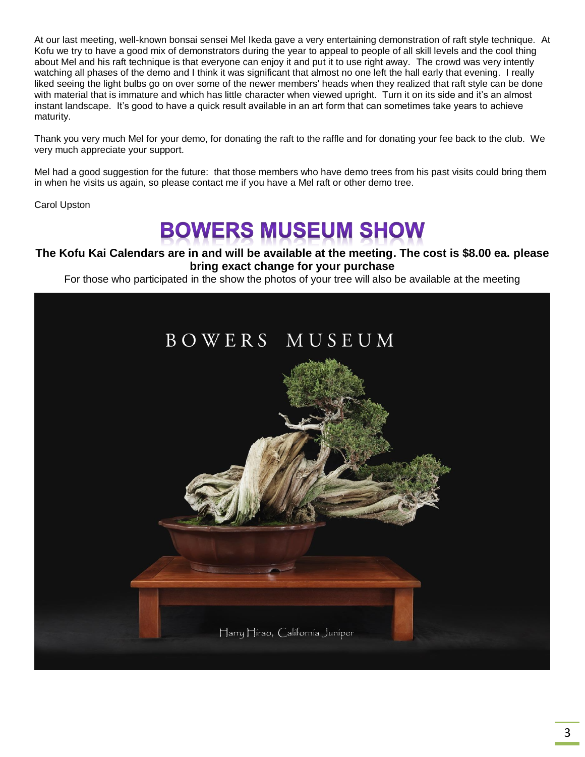At our last meeting, well-known bonsai sensei Mel Ikeda gave a very entertaining demonstration of raft style technique. At Kofu we try to have a good mix of demonstrators during the year to appeal to people of all skill levels and the cool thing about Mel and his raft technique is that everyone can enjoy it and put it to use right away. The crowd was very intently watching all phases of the demo and I think it was significant that almost no one left the hall early that evening. I really liked seeing the light bulbs go on over some of the newer members' heads when they realized that raft style can be done with material that is immature and which has little character when viewed upright. Turn it on its side and it's an almost instant landscape. It's good to have a quick result available in an art form that can sometimes take years to achieve maturity.

Thank you very much Mel for your demo, for donating the raft to the raffle and for donating your fee back to the club. We very much appreciate your support.

Mel had a good suggestion for the future: that those members who have demo trees from his past visits could bring them in when he visits us again, so please contact me if you have a Mel raft or other demo tree.

Carol Upston

# BOWERS MUSEUM SHOW

**The Kofu Kai Calendars are in and will be available at the meeting. The cost is $8.00 ea. please bring exact change for your purchase**

For those who participated in the show the photos of your tree will also be available at the meeting

BOWERS MUSEUM

Harry Hirao, California Juniper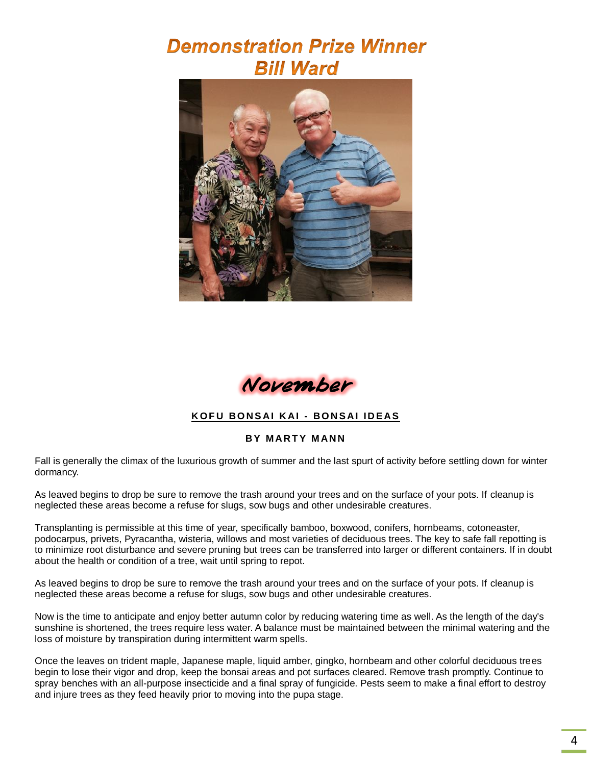# Demonstration Prize Winner
# Bill Ward

## November

**KOFU BONSAI KAI - BONSAI IDEAS**

**BY MARTY MANN**

Fall is generally the climax of the luxurious growth of summer and the last spurt of activity before settling down for winter dormancy.

As leaved begins to drop be sure to remove the trash around your trees and on the surface of your pots. If cleanup is neglected these areas become a refuse for slugs, sow bugs and other undesirable creatures.

Transplanting is permissible at this time of year, specifically bamboo, boxwood, conifers, hornbeams, cotoneaster, podocarpus, privets, Pyracantha, wisteria, willows and most varieties of deciduous trees. The key to safe fall repotting is to minimize root disturbance and severe pruning but trees can be transferred into larger or different containers. If in doubt about the health or condition of a tree, wait until spring to repot.

As leaved begins to drop be sure to remove the trash around your trees and on the surface of your pots. If cleanup is neglected these areas become a refuse for slugs, sow bugs and other undesirable creatures.

Now is the time to anticipate and enjoy better autumn color by reducing watering time as well. As the length of the day's sunshine is shortened, the trees require less water. A balance must be maintained between the minimal watering and the loss of moisture by transpiration during intermittent warm spells.

Once the leaves on trident maple, Japanese maple, liquid amber, gingko, hornbeam and other colorful deciduous trees begin to lose their vigor and drop, keep the bonsai areas and pot surfaces cleared. Remove trash promptly. Continue to spray benches with an all-purpose insecticide and a final spray of fungicide. Pests seem to make a final effort to destroy and injure trees as they feed heavily prior to moving into the pupa stage.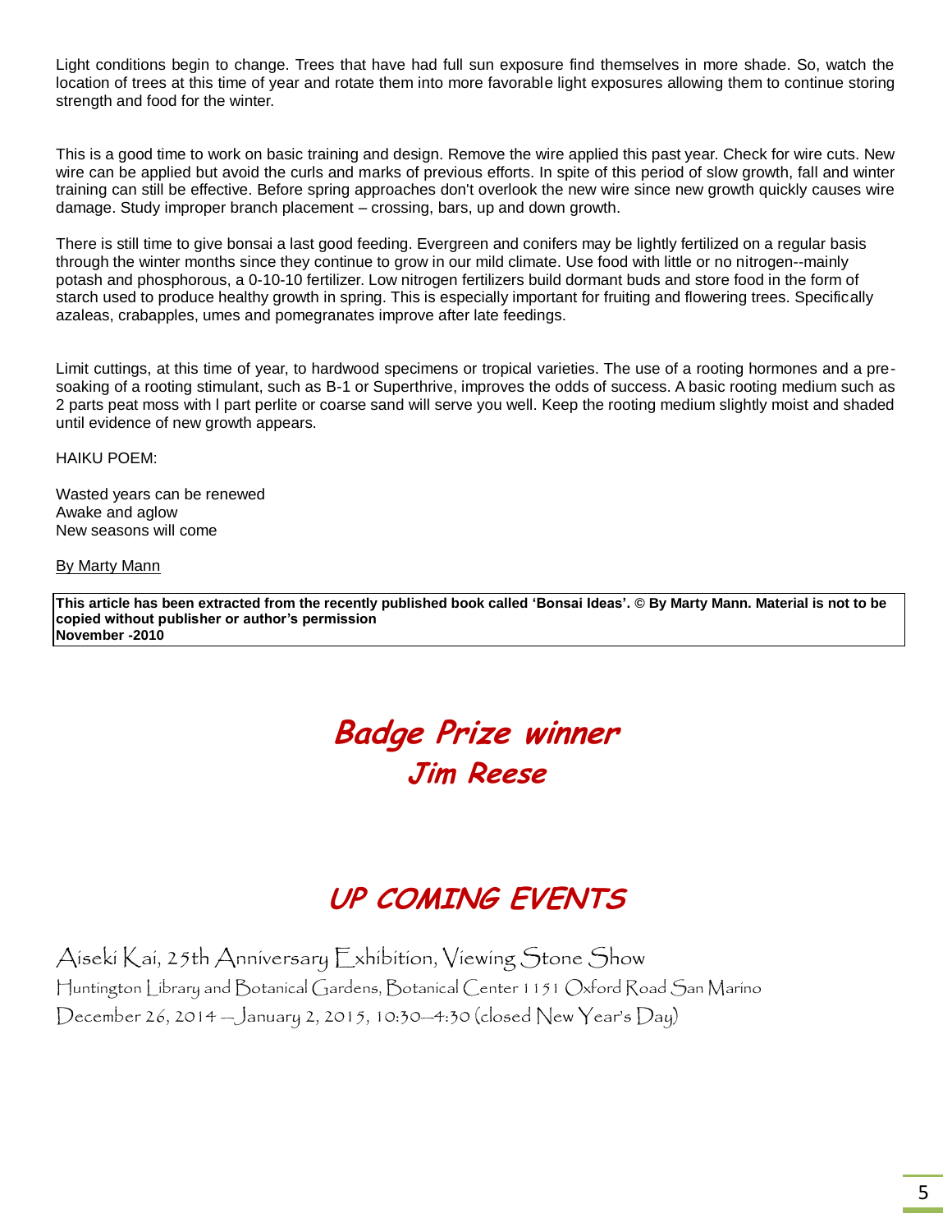Light conditions begin to change. Trees that have had full sun exposure find themselves in more shade. So, watch the location of trees at this time of year and rotate them into more favorable light exposures allowing them to continue storing strength and food for the winter.

This is a good time to work on basic training and design. Remove the wire applied this past year. Check for wire cuts. New wire can be applied but avoid the curls and marks of previous efforts. In spite of this period of slow growth, fall and winter training can still be effective. Before spring approaches don't overlook the new wire since new growth quickly causes wire damage. Study improper branch placement – crossing, bars, up and down growth.

There is still time to give bonsai a last good feeding. Evergreen and conifers may be lightly fertilized on a regular basis through the winter months since they continue to grow in our mild climate. Use food with little or no nitrogen--mainly potash and phosphorous, a 0-10-10 fertilizer. Low nitrogen fertilizers build dormant buds and store food in the form of starch used to produce healthy growth in spring. This is especially important for fruiting and flowering trees. Specifically azaleas, crabapples, umes and pomegranates improve after late feedings.

Limit cuttings, at this time of year, to hardwood specimens or tropical varieties. The use of a rooting hormones and a pre-soaking of a rooting stimulant, such as B-1 or Superthrive, improves the odds of success. A basic rooting medium such as 2 parts peat moss with l part perlite or coarse sand will serve you well. Keep the rooting medium slightly moist and shaded until evidence of new growth appears.

HAIKU POEM:

Wasted years can be renewed  
Awake and aglow  
New seasons will come

By Marty Mann

**This article has been extracted from the recently published book called 'Bonsai Ideas'. © By Marty Mann. Material is not to be copied without publisher or author's permission**  
**November -2010**

## *Badge Prize winner*
## *Jim Reese*

## *UP COMING EVENTS*

Aiseki Kai, 25th Anniversary Exhibition, Viewing Stone Show  
Huntington Library and Botanical Gardens, Botanical Center 1151 Oxford Road San Marino  
December 26, 2014 – January 2, 2015, 10:30–4:30 (closed New Year's Day)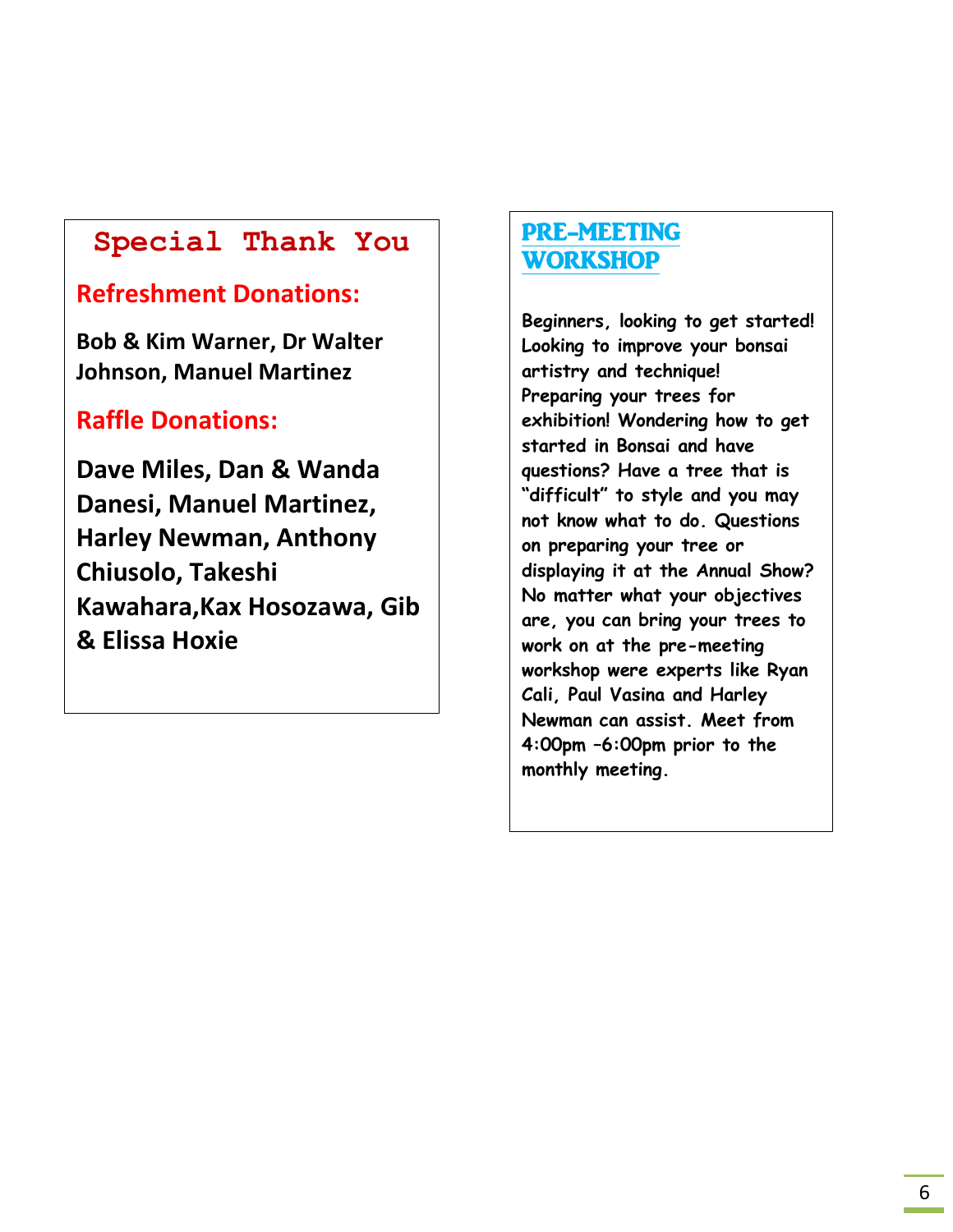## Special Thank You

### Refreshment Donations:

**Bob & Kim Warner, Dr Walter Johnson, Manuel Martinez**

### Raffle Donations:

**Dave Miles, Dan & Wanda Danesi, Manuel Martinez, Harley Newman, Anthony Chiusolo, Takeshi Kawahara,Kax Hosozawa, Gib & Elissa Hoxie**

## PRE-MEETING WORKSHOP

**Beginners, looking to get started! Looking to improve your bonsai artistry and technique! Preparing your trees for exhibition! Wondering how to get started in Bonsai and have questions? Have a tree that is "difficult" to style and you may not know what to do. Questions on preparing your tree or displaying it at the Annual Show? No matter what your objectives are, you can bring your trees to work on at the pre-meeting workshop were experts like Ryan Cali, Paul Vasina and Harley Newman can assist. Meet from 4:00pm –6:00pm prior to the monthly meeting.**